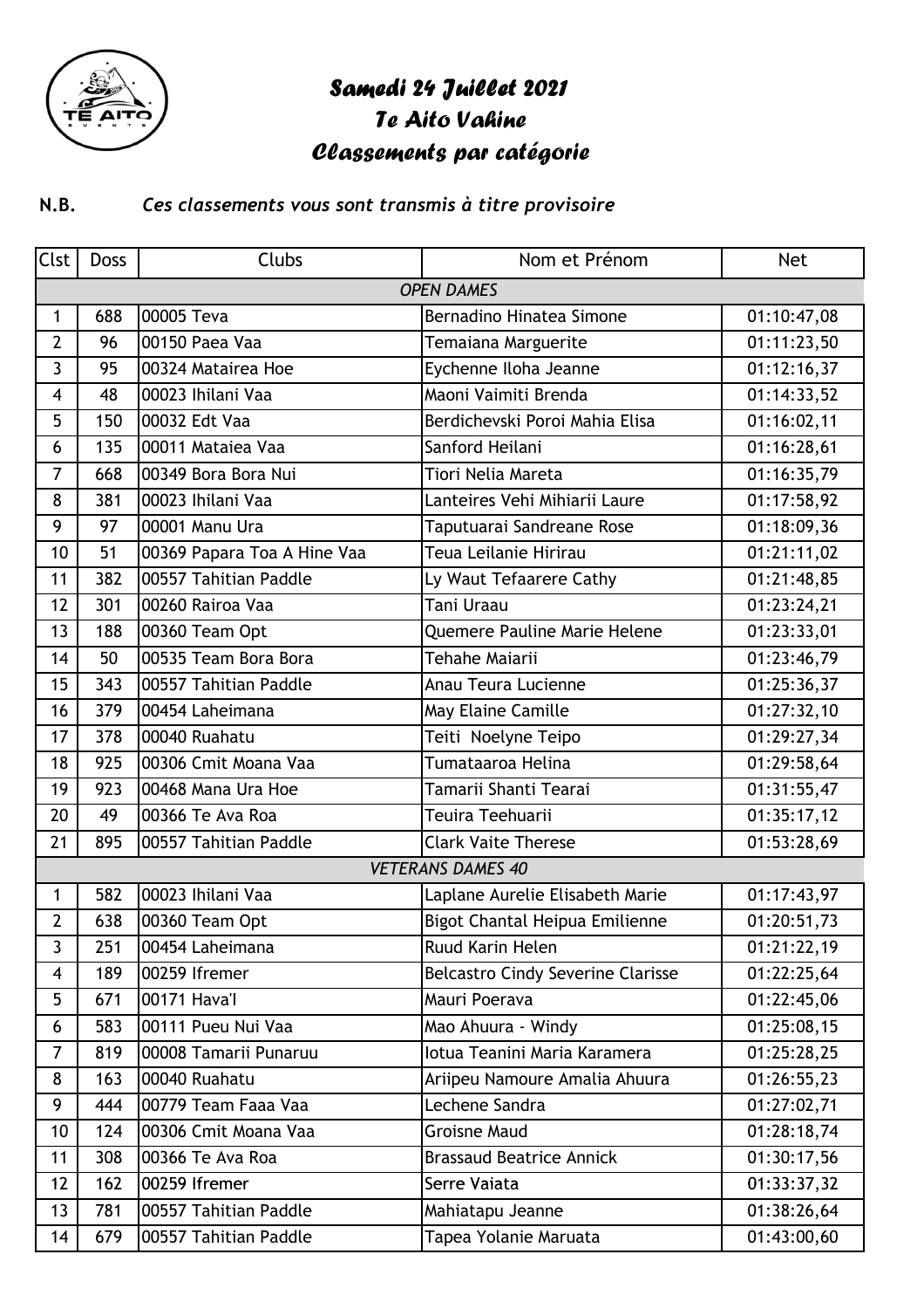# Samedi 24 Juillet 2021
# Te Aito Vahine
# Classements par catégorie

**N.B.** *Ces classements vous sont transmis à titre provisoire*

| Clst | Doss | Clubs | Nom et Prénom | Net |
|---|---|---|---|---|
| | | *OPEN DAMES* | | |
| 1 | 688 | 00005 Teva | Bernadino Hinatea Simone | 01:10:47,08 |
| 2 | 96 | 00150 Paea Vaa | Temaiana Marguerite | 01:11:23,50 |
| 3 | 95 | 00324 Matairea Hoe | Eychenne Iloha Jeanne | 01:12:16,37 |
| 4 | 48 | 00023 Ihilani Vaa | Maoni Vaimiti Brenda | 01:14:33,52 |
| 5 | 150 | 00032 Edt Vaa | Berdichevski Poroi Mahia Elisa | 01:16:02,11 |
| 6 | 135 | 00011 Mataiea Vaa | Sanford Heilani | 01:16:28,61 |
| 7 | 668 | 00349 Bora Bora Nui | Tiori Nelia Mareta | 01:16:35,79 |
| 8 | 381 | 00023 Ihilani Vaa | Lanteires Vehi Mihiarii Laure | 01:17:58,92 |
| 9 | 97 | 00001 Manu Ura | Taputuarai Sandreane Rose | 01:18:09,36 |
| 10 | 51 | 00369 Papara Toa A Hine Vaa | Teua Leilanie Hirirau | 01:21:11,02 |
| 11 | 382 | 00557 Tahitian Paddle | Ly Waut Tefaarere Cathy | 01:21:48,85 |
| 12 | 301 | 00260 Rairoa Vaa | Tani Uraau | 01:23:24,21 |
| 13 | 188 | 00360 Team Opt | Quemere Pauline Marie Helene | 01:23:33,01 |
| 14 | 50 | 00535 Team Bora Bora | Tehahe Maiarii | 01:23:46,79 |
| 15 | 343 | 00557 Tahitian Paddle | Anau Teura Lucienne | 01:25:36,37 |
| 16 | 379 | 00454 Laheimana | May Elaine Camille | 01:27:32,10 |
| 17 | 378 | 00040 Ruahatu | Teiti Noelyne Teipo | 01:29:27,34 |
| 18 | 925 | 00306 Cmit Moana Vaa | Tumataaroa Helina | 01:29:58,64 |
| 19 | 923 | 00468 Mana Ura Hoe | Tamarii Shanti Tearai | 01:31:55,47 |
| 20 | 49 | 00366 Te Ava Roa | Teuira Teehuarii | 01:35:17,12 |
| 21 | 895 | 00557 Tahitian Paddle | Clark Vaite Therese | 01:53:28,69 |
| | | *VETERANS DAMES 40* | | |
| 1 | 582 | 00023 Ihilani Vaa | Laplane Aurelie Elisabeth Marie | 01:17:43,97 |
| 2 | 638 | 00360 Team Opt | Bigot Chantal Heipua Emilienne | 01:20:51,73 |
| 3 | 251 | 00454 Laheimana | Ruud Karin Helen | 01:21:22,19 |
| 4 | 189 | 00259 Ifremer | Belcastro Cindy Severine Clarisse | 01:22:25,64 |
| 5 | 671 | 00171 Hava'I | Mauri Poerava | 01:22:45,06 |
| 6 | 583 | 00111 Pueu Nui Vaa | Mao Ahuura - Windy | 01:25:08,15 |
| 7 | 819 | 00008 Tamarii Punaruu | Iotua Teanini Maria Karamera | 01:25:28,25 |
| 8 | 163 | 00040 Ruahatu | Ariipeu Namoure Amalia Ahuura | 01:26:55,23 |
| 9 | 444 | 00779 Team Faaa Vaa | Lechene Sandra | 01:27:02,71 |
| 10 | 124 | 00306 Cmit Moana Vaa | Groisne Maud | 01:28:18,74 |
| 11 | 308 | 00366 Te Ava Roa | Brassaud Beatrice Annick | 01:30:17,56 |
| 12 | 162 | 00259 Ifremer | Serre Vaiata | 01:33:37,32 |
| 13 | 781 | 00557 Tahitian Paddle | Mahiatapu Jeanne | 01:38:26,64 |
| 14 | 679 | 00557 Tahitian Paddle | Tapea Yolanie Maruata | 01:43:00,60 |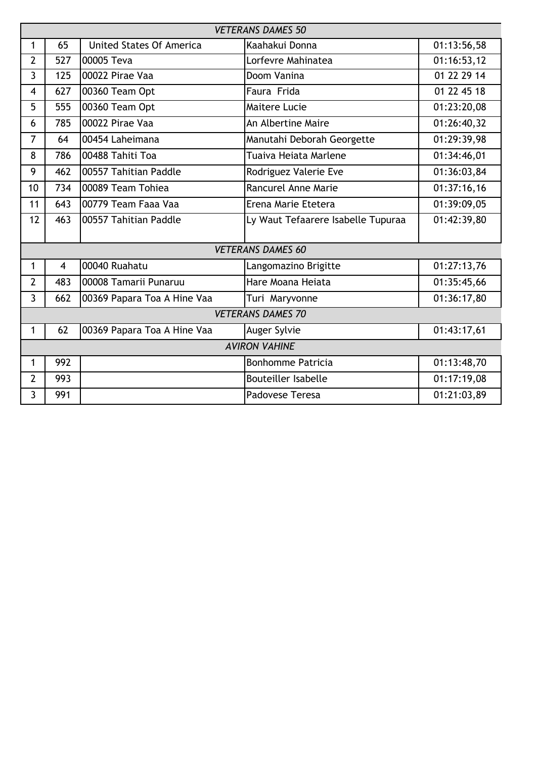| | | | | |
|---|---|---|---|---|
| *VETERANS DAMES 50* | | | | |
| 1 | 65 | United States Of America | Kaahakui Donna | 01:13:56,58 |
| 2 | 527 | 00005 Teva | Lorfevre Mahinatea | 01:16:53,12 |
| 3 | 125 | 00022 Pirae Vaa | Doom Vanina | 01 22 29 14 |
| 4 | 627 | 00360 Team Opt | Faura Frida | 01 22 45 18 |
| 5 | 555 | 00360 Team Opt | Maitere Lucie | 01:23:20,08 |
| 6 | 785 | 00022 Pirae Vaa | An Albertine Maire | 01:26:40,32 |
| 7 | 64 | 00454 Laheimana | Manutahi Deborah Georgette | 01:29:39,98 |
| 8 | 786 | 00488 Tahiti Toa | Tuaiva Heiata Marlene | 01:34:46,01 |
| 9 | 462 | 00557 Tahitian Paddle | Rodriguez Valerie Eve | 01:36:03,84 |
| 10 | 734 | 00089 Team Tohiea | Rancurel Anne Marie | 01:37:16,16 |
| 11 | 643 | 00779 Team Faaa Vaa | Erena Marie Etetera | 01:39:09,05 |
| 12 | 463 | 00557 Tahitian Paddle | Ly Waut Tefaarere Isabelle Tupuraa | 01:42:39,80 |
| *VETERANS DAMES 60* | | | | |
| 1 | 4 | 00040 Ruahatu | Langomazino Brigitte | 01:27:13,76 |
| 2 | 483 | 00008 Tamarii Punaruu | Hare Moana Heiata | 01:35:45,66 |
| 3 | 662 | 00369 Papara Toa A Hine Vaa | Turi Maryvonne | 01:36:17,80 |
| *VETERANS DAMES 70* | | | | |
| 1 | 62 | 00369 Papara Toa A Hine Vaa | Auger Sylvie | 01:43:17,61 |
| *AVIRON VAHINE* | | | | |
| 1 | 992 | | Bonhomme Patricia | 01:13:48,70 |
| 2 | 993 | | Bouteiller Isabelle | 01:17:19,08 |
| 3 | 991 | | Padovese Teresa | 01:21:03,89 |